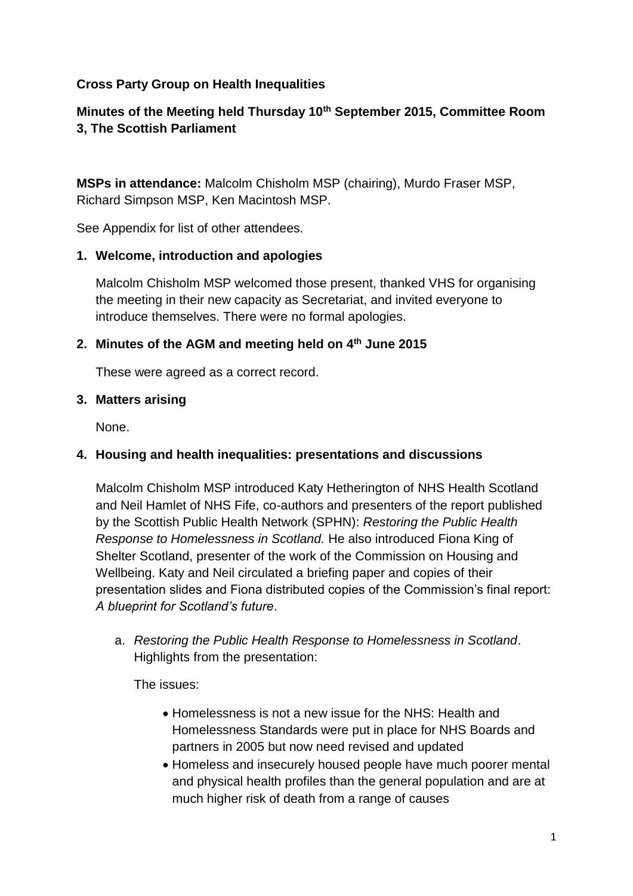**Cross Party Group on Health Inequalities**

**Minutes of the Meeting held Thursday 10th September 2015, Committee Room 3, The Scottish Parliament**

**MSPs in attendance:** Malcolm Chisholm MSP (chairing), Murdo Fraser MSP, Richard Simpson MSP, Ken Macintosh MSP.

See Appendix for list of other attendees.

**1. Welcome, introduction and apologies**

Malcolm Chisholm MSP welcomed those present, thanked VHS for organising the meeting in their new capacity as Secretariat, and invited everyone to introduce themselves. There were no formal apologies.

**2. Minutes of the AGM and meeting held on 4th June 2015**

These were agreed as a correct record.

**3. Matters arising**

None.

**4. Housing and health inequalities: presentations and discussions**

Malcolm Chisholm MSP introduced Katy Hetherington of NHS Health Scotland and Neil Hamlet of NHS Fife, co-authors and presenters of the report published by the Scottish Public Health Network (SPHN): *Restoring the Public Health Response to Homelessness in Scotland.* He also introduced Fiona King of Shelter Scotland, presenter of the work of the Commission on Housing and Wellbeing. Katy and Neil circulated a briefing paper and copies of their presentation slides and Fiona distributed copies of the Commission's final report: *A blueprint for Scotland's future*.

a. *Restoring the Public Health Response to Homelessness in Scotland*. Highlights from the presentation:

The issues:

- Homelessness is not a new issue for the NHS: Health and Homelessness Standards were put in place for NHS Boards and partners in 2005 but now need revised and updated
- Homeless and insecurely housed people have much poorer mental and physical health profiles than the general population and are at much higher risk of death from a range of causes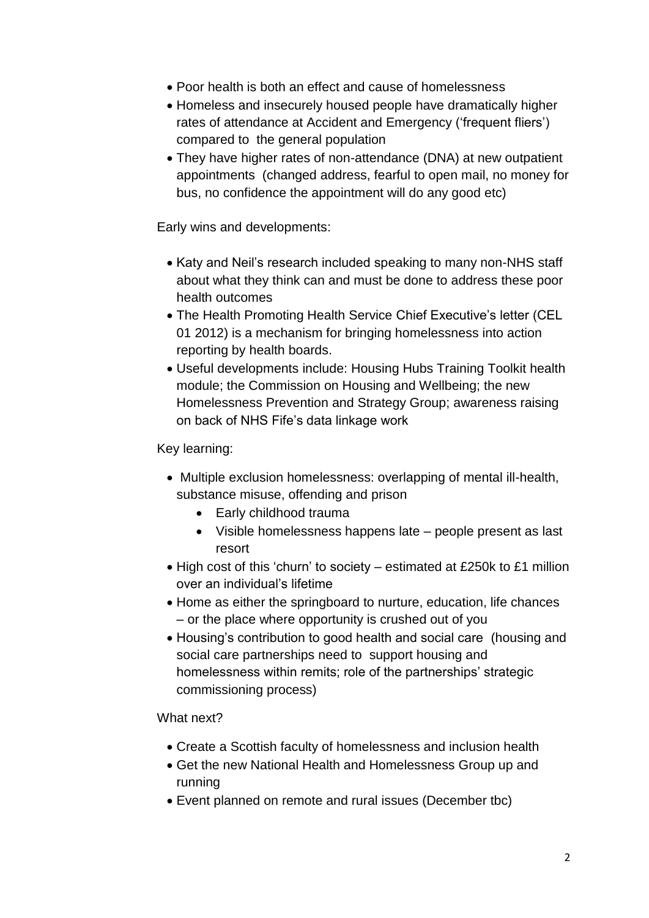- Poor health is both an effect and cause of homelessness
- Homeless and insecurely housed people have dramatically higher rates of attendance at Accident and Emergency ('frequent fliers') compared to the general population
- They have higher rates of non-attendance (DNA) at new outpatient appointments (changed address, fearful to open mail, no money for bus, no confidence the appointment will do any good etc)

Early wins and developments:

- Katy and Neil's research included speaking to many non-NHS staff about what they think can and must be done to address these poor health outcomes
- The Health Promoting Health Service Chief Executive's letter (CEL 01 2012) is a mechanism for bringing homelessness into action reporting by health boards.
- Useful developments include: Housing Hubs Training Toolkit health module; the Commission on Housing and Wellbeing; the new Homelessness Prevention and Strategy Group; awareness raising on back of NHS Fife's data linkage work

Key learning:

- Multiple exclusion homelessness: overlapping of mental ill-health, substance misuse, offending and prison
  - Early childhood trauma
  - Visible homelessness happens late – people present as last resort
- High cost of this 'churn' to society – estimated at £250k to £1 million over an individual's lifetime
- Home as either the springboard to nurture, education, life chances – or the place where opportunity is crushed out of you
- Housing's contribution to good health and social care (housing and social care partnerships need to support housing and homelessness within remits; role of the partnerships' strategic commissioning process)

What next?

- Create a Scottish faculty of homelessness and inclusion health
- Get the new National Health and Homelessness Group up and running
- Event planned on remote and rural issues (December tbc)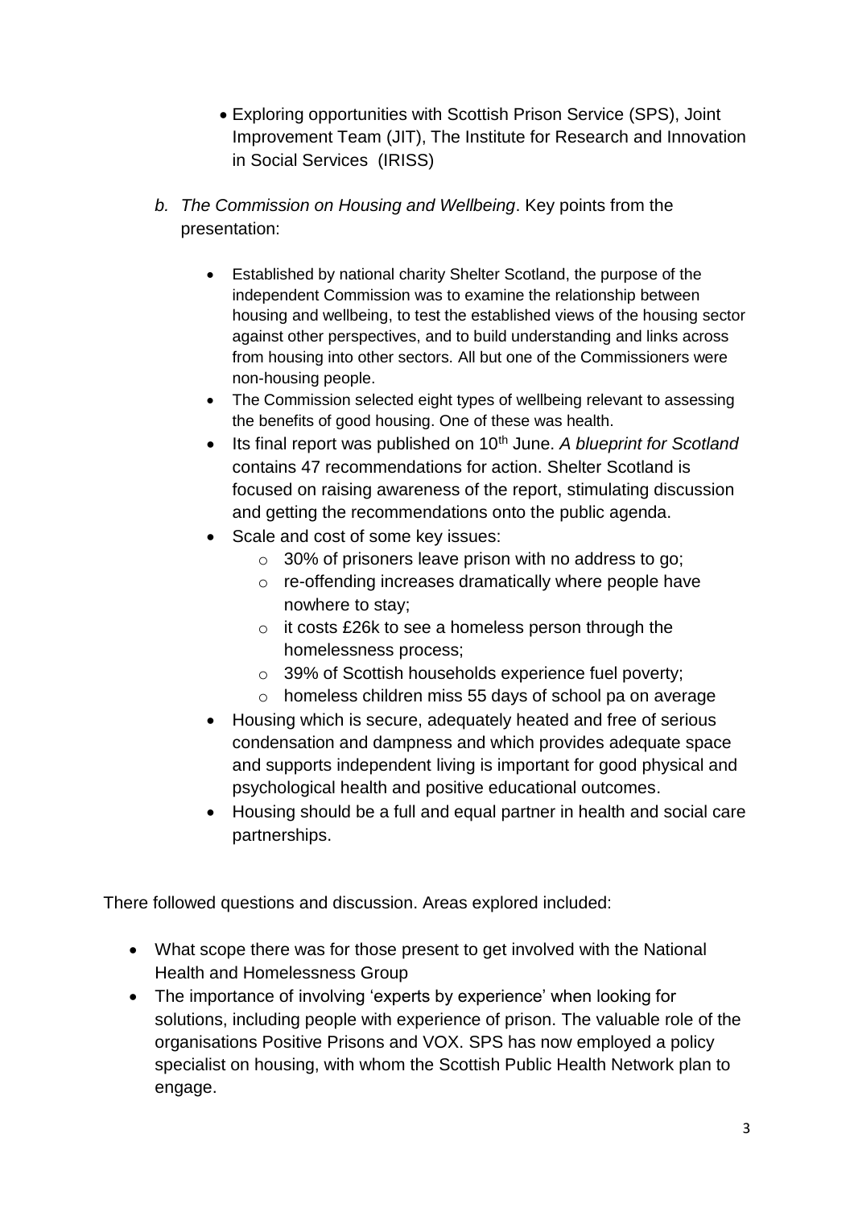- Exploring opportunities with Scottish Prison Service (SPS), Joint Improvement Team (JIT), The Institute for Research and Innovation in Social Services (IRISS)

*b. The Commission on Housing and Wellbeing*. Key points from the presentation:

- Established by national charity Shelter Scotland, the purpose of the independent Commission was to examine the relationship between housing and wellbeing, to test the established views of the housing sector against other perspectives, and to build understanding and links across from housing into other sectors. All but one of the Commissioners were non-housing people.
- The Commission selected eight types of wellbeing relevant to assessing the benefits of good housing. One of these was health.
- Its final report was published on 10th June. *A blueprint for Scotland* contains 47 recommendations for action. Shelter Scotland is focused on raising awareness of the report, stimulating discussion and getting the recommendations onto the public agenda.
- Scale and cost of some key issues:
  - 30% of prisoners leave prison with no address to go;
  - re-offending increases dramatically where people have nowhere to stay;
  - it costs £26k to see a homeless person through the homelessness process;
  - 39% of Scottish households experience fuel poverty;
  - homeless children miss 55 days of school pa on average
- Housing which is secure, adequately heated and free of serious condensation and dampness and which provides adequate space and supports independent living is important for good physical and psychological health and positive educational outcomes.
- Housing should be a full and equal partner in health and social care partnerships.

There followed questions and discussion. Areas explored included:

- What scope there was for those present to get involved with the National Health and Homelessness Group
- The importance of involving 'experts by experience' when looking for solutions, including people with experience of prison. The valuable role of the organisations Positive Prisons and VOX. SPS has now employed a policy specialist on housing, with whom the Scottish Public Health Network plan to engage.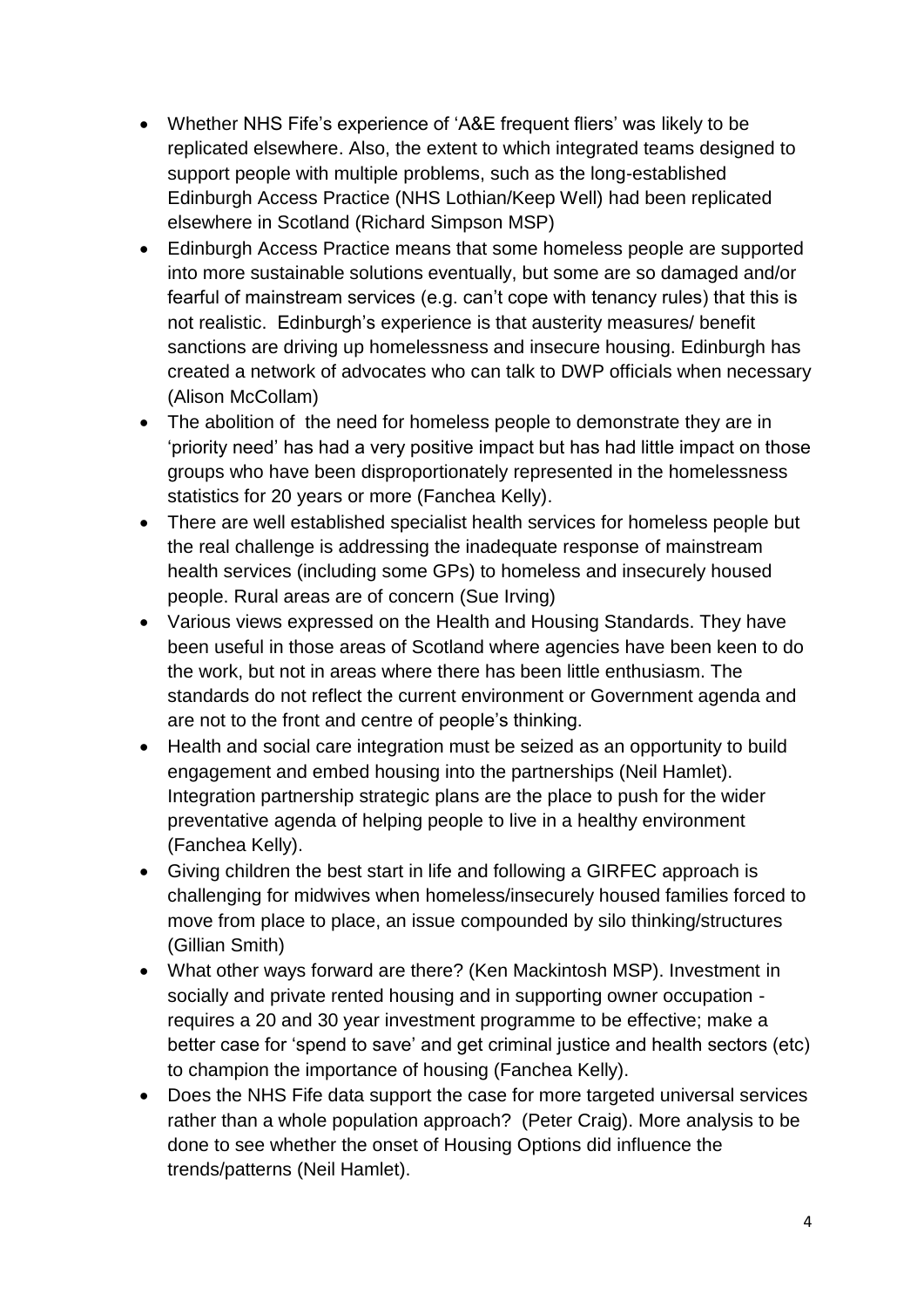- Whether NHS Fife's experience of 'A&E frequent fliers' was likely to be replicated elsewhere. Also, the extent to which integrated teams designed to support people with multiple problems, such as the long-established Edinburgh Access Practice (NHS Lothian/Keep Well) had been replicated elsewhere in Scotland (Richard Simpson MSP)
- Edinburgh Access Practice means that some homeless people are supported into more sustainable solutions eventually, but some are so damaged and/or fearful of mainstream services (e.g. can't cope with tenancy rules) that this is not realistic. Edinburgh's experience is that austerity measures/ benefit sanctions are driving up homelessness and insecure housing. Edinburgh has created a network of advocates who can talk to DWP officials when necessary (Alison McCollam)
- The abolition of the need for homeless people to demonstrate they are in 'priority need' has had a very positive impact but has had little impact on those groups who have been disproportionately represented in the homelessness statistics for 20 years or more (Fanchea Kelly).
- There are well established specialist health services for homeless people but the real challenge is addressing the inadequate response of mainstream health services (including some GPs) to homeless and insecurely housed people. Rural areas are of concern (Sue Irving)
- Various views expressed on the Health and Housing Standards. They have been useful in those areas of Scotland where agencies have been keen to do the work, but not in areas where there has been little enthusiasm. The standards do not reflect the current environment or Government agenda and are not to the front and centre of people's thinking.
- Health and social care integration must be seized as an opportunity to build engagement and embed housing into the partnerships (Neil Hamlet). Integration partnership strategic plans are the place to push for the wider preventative agenda of helping people to live in a healthy environment (Fanchea Kelly).
- Giving children the best start in life and following a GIRFEC approach is challenging for midwives when homeless/insecurely housed families forced to move from place to place, an issue compounded by silo thinking/structures (Gillian Smith)
- What other ways forward are there? (Ken Mackintosh MSP). Investment in socially and private rented housing and in supporting owner occupation - requires a 20 and 30 year investment programme to be effective; make a better case for 'spend to save' and get criminal justice and health sectors (etc) to champion the importance of housing (Fanchea Kelly).
- Does the NHS Fife data support the case for more targeted universal services rather than a whole population approach? (Peter Craig). More analysis to be done to see whether the onset of Housing Options did influence the trends/patterns (Neil Hamlet).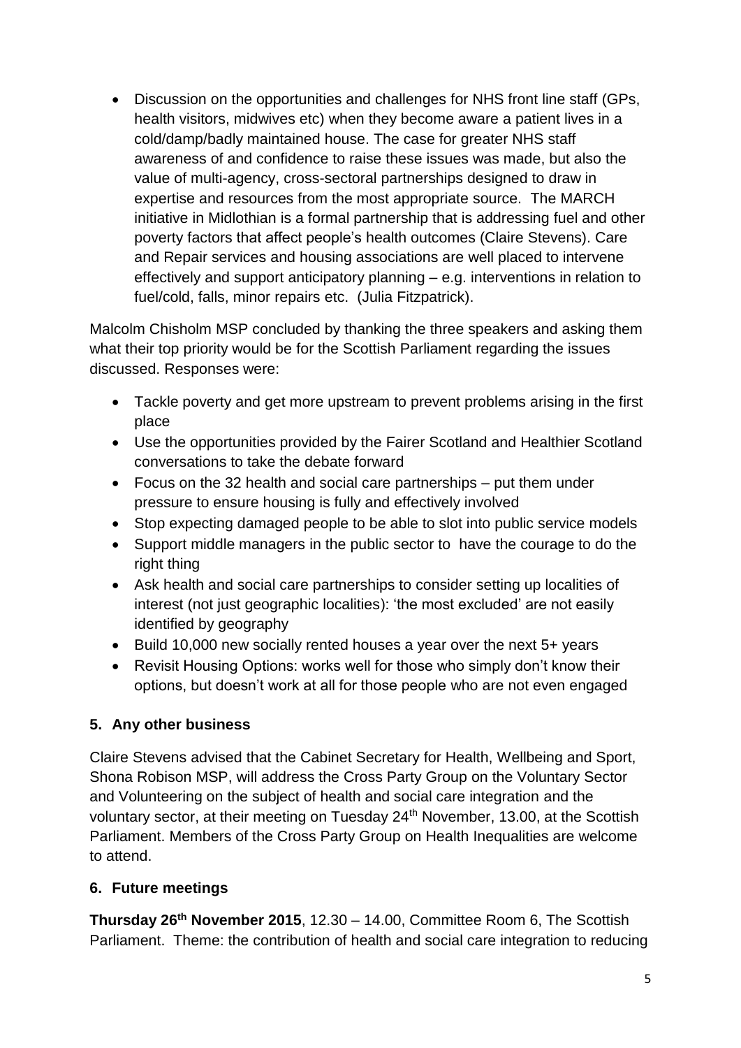- Discussion on the opportunities and challenges for NHS front line staff (GPs, health visitors, midwives etc) when they become aware a patient lives in a cold/damp/badly maintained house. The case for greater NHS staff awareness of and confidence to raise these issues was made, but also the value of multi-agency, cross-sectoral partnerships designed to draw in expertise and resources from the most appropriate source. The MARCH initiative in Midlothian is a formal partnership that is addressing fuel and other poverty factors that affect people's health outcomes (Claire Stevens). Care and Repair services and housing associations are well placed to intervene effectively and support anticipatory planning – e.g. interventions in relation to fuel/cold, falls, minor repairs etc. (Julia Fitzpatrick).

Malcolm Chisholm MSP concluded by thanking the three speakers and asking them what their top priority would be for the Scottish Parliament regarding the issues discussed. Responses were:

- Tackle poverty and get more upstream to prevent problems arising in the first place
- Use the opportunities provided by the Fairer Scotland and Healthier Scotland conversations to take the debate forward
- Focus on the 32 health and social care partnerships – put them under pressure to ensure housing is fully and effectively involved
- Stop expecting damaged people to be able to slot into public service models
- Support middle managers in the public sector to have the courage to do the right thing
- Ask health and social care partnerships to consider setting up localities of interest (not just geographic localities): 'the most excluded' are not easily identified by geography
- Build 10,000 new socially rented houses a year over the next 5+ years
- Revisit Housing Options: works well for those who simply don't know their options, but doesn't work at all for those people who are not even engaged

## 5. Any other business

Claire Stevens advised that the Cabinet Secretary for Health, Wellbeing and Sport, Shona Robison MSP, will address the Cross Party Group on the Voluntary Sector and Volunteering on the subject of health and social care integration and the voluntary sector, at their meeting on Tuesday 24th November, 13.00, at the Scottish Parliament. Members of the Cross Party Group on Health Inequalities are welcome to attend.

## 6. Future meetings

**Thursday 26th November 2015**, 12.30 – 14.00, Committee Room 6, The Scottish Parliament. Theme: the contribution of health and social care integration to reducing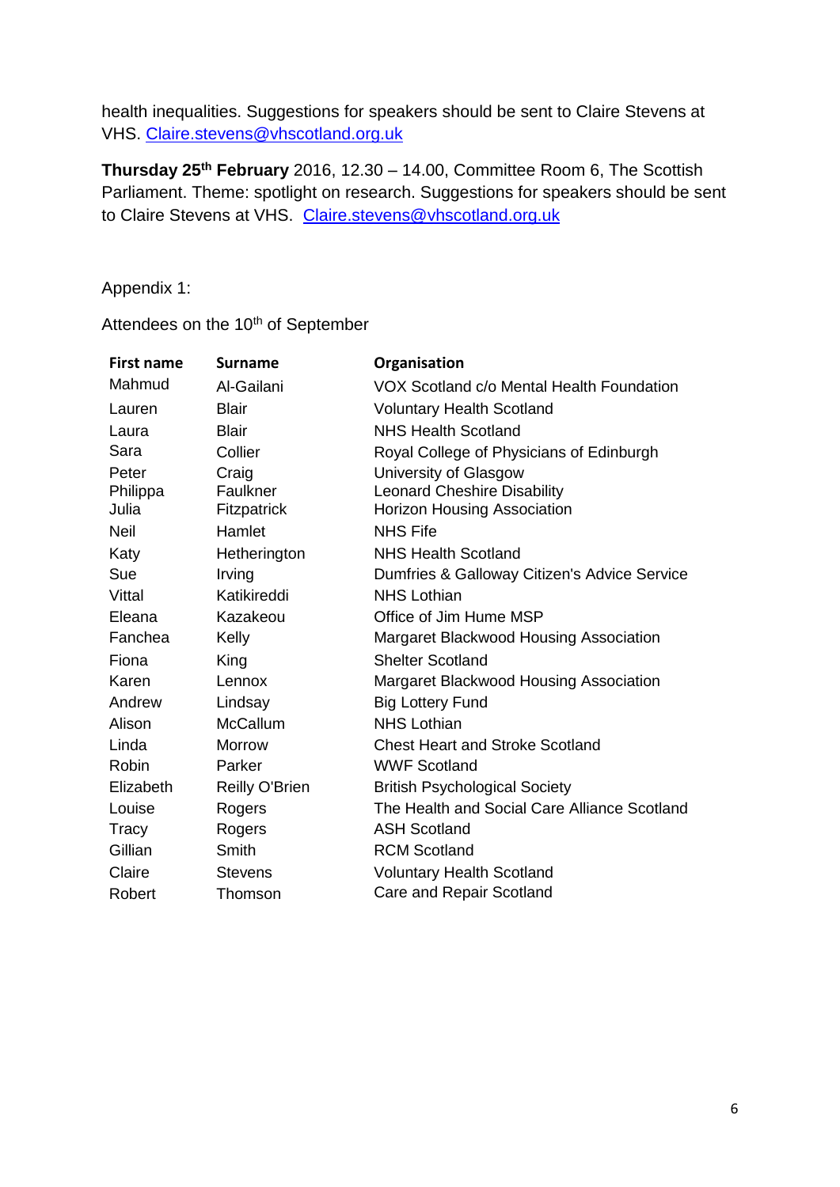health inequalities. Suggestions for speakers should be sent to Claire Stevens at VHS. Claire.stevens@vhscotland.org.uk

**Thursday 25th February** 2016, 12.30 – 14.00, Committee Room 6, The Scottish Parliament. Theme: spotlight on research. Suggestions for speakers should be sent to Claire Stevens at VHS. Claire.stevens@vhscotland.org.uk

Appendix 1:

Attendees on the 10th of September

| First name | Surname | Organisation |
|---|---|---|
| Mahmud | Al-Gailani | VOX Scotland c/o Mental Health Foundation |
| Lauren | Blair | Voluntary Health Scotland |
| Laura | Blair | NHS Health Scotland |
| Sara | Collier | Royal College of Physicians of Edinburgh |
| Peter | Craig | University of Glasgow |
| Philippa | Faulkner | Leonard Cheshire Disability |
| Julia | Fitzpatrick | Horizon Housing Association |
| Neil | Hamlet | NHS Fife |
| Katy | Hetherington | NHS Health Scotland |
| Sue | Irving | Dumfries & Galloway Citizen's Advice Service |
| Vittal | Katikireddi | NHS Lothian |
| Eleana | Kazakeou | Office of Jim Hume MSP |
| Fanchea | Kelly | Margaret Blackwood Housing Association |
| Fiona | King | Shelter Scotland |
| Karen | Lennox | Margaret Blackwood Housing Association |
| Andrew | Lindsay | Big Lottery Fund |
| Alison | McCallum | NHS Lothian |
| Linda | Morrow | Chest Heart and Stroke Scotland |
| Robin | Parker | WWF Scotland |
| Elizabeth | Reilly O'Brien | British Psychological Society |
| Louise | Rogers | The Health and Social Care Alliance Scotland |
| Tracy | Rogers | ASH Scotland |
| Gillian | Smith | RCM Scotland |
| Claire | Stevens | Voluntary Health Scotland |
| Robert | Thomson | Care and Repair Scotland |